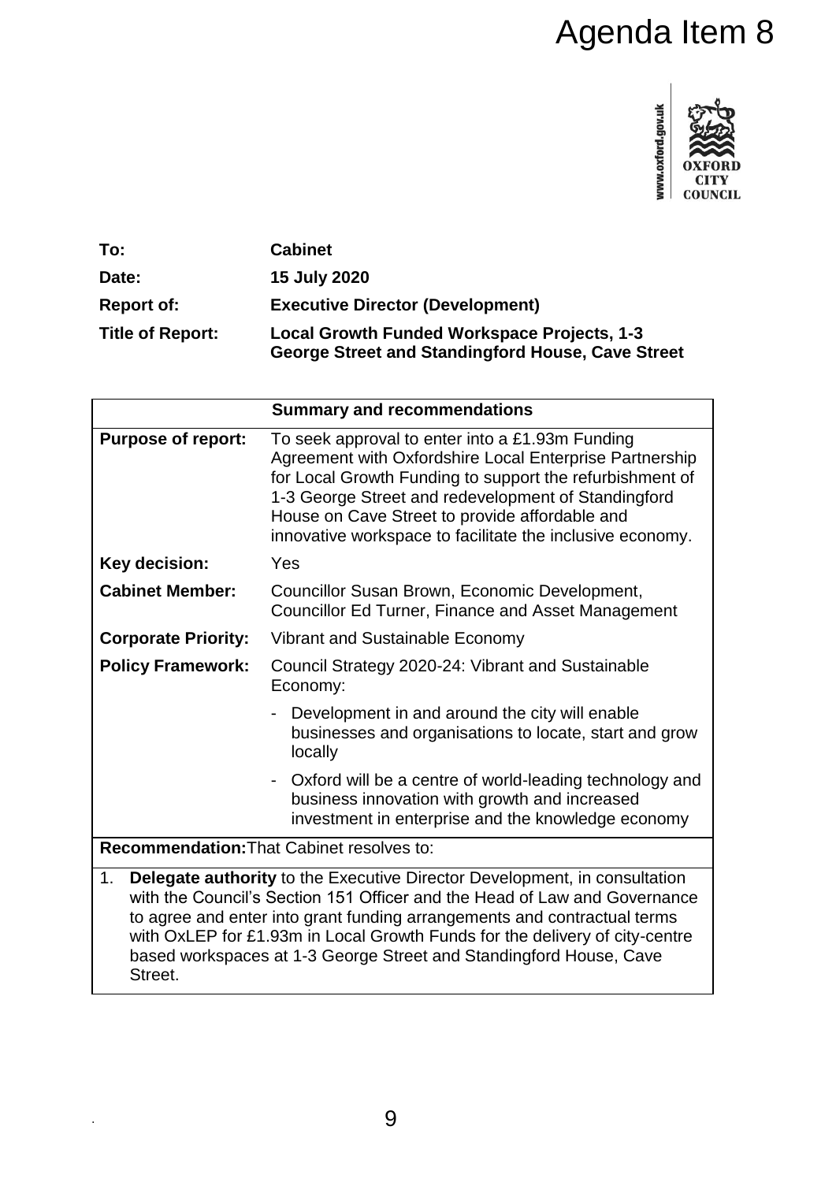# Agenda Item 8

| | |
|---|---|
| **To:** | **Cabinet** |
| **Date:** | **15 July 2020** |
| **Report of:** | **Executive Director (Development)** |
| **Title of Report:** | **Local Growth Funded Workspace Projects, 1-3 George Street and Standingford House, Cave Street** |

| **Summary and recommendations** | |
|---|---|
| **Purpose of report:** | To seek approval to enter into a £1.93m Funding Agreement with Oxfordshire Local Enterprise Partnership for Local Growth Funding to support the refurbishment of 1-3 George Street and redevelopment of Standingford House on Cave Street to provide affordable and innovative workspace to facilitate the inclusive economy. |
| **Key decision:** | Yes |
| **Cabinet Member:** | Councillor Susan Brown, Economic Development, Councillor Ed Turner, Finance and Asset Management |
| **Corporate Priority:** | Vibrant and Sustainable Economy |
| **Policy Framework:** | Council Strategy 2020-24: Vibrant and Sustainable Economy:<br>- Development in and around the city will enable businesses and organisations to locate, start and grow locally<br>- Oxford will be a centre of world-leading technology and business innovation with growth and increased investment in enterprise and the knowledge economy |
| **Recommendation:** That Cabinet resolves to: | |
| 1. **Delegate authority** to the Executive Director Development, in consultation with the Council's Section 151 Officer and the Head of Law and Governance to agree and enter into grant funding arrangements and contractual terms with OxLEP for £1.93m in Local Growth Funds for the delivery of city-centre based workspaces at 1-3 George Street and Standingford House, Cave Street. | |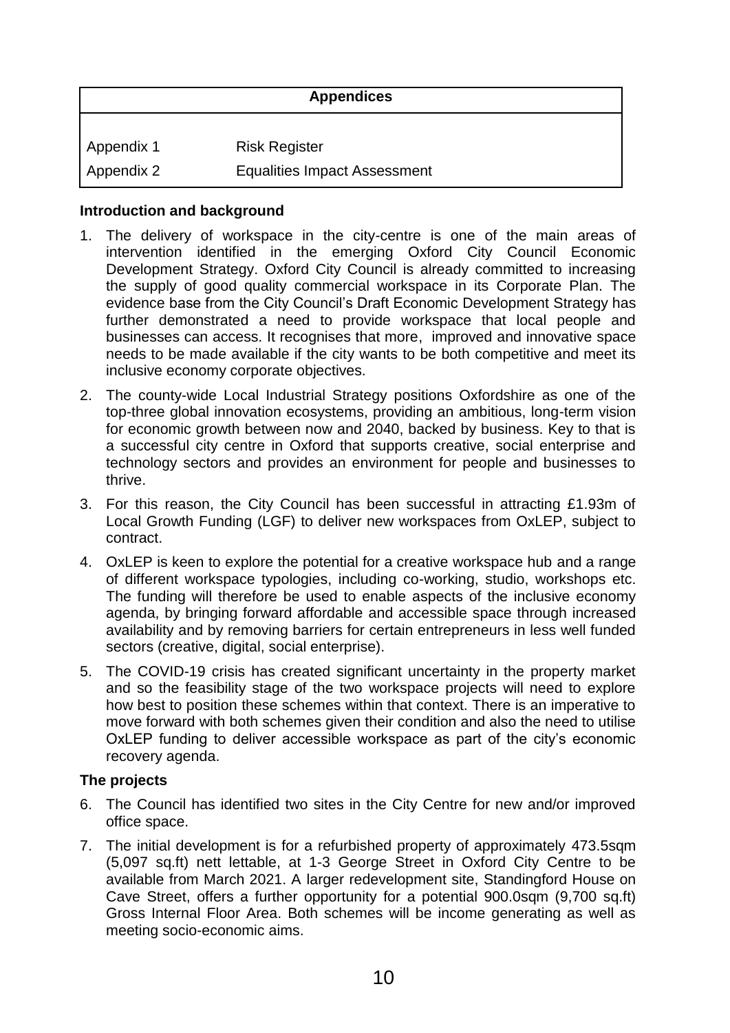| Appendices | |
|---|---|
| Appendix 1 | Risk Register |
| Appendix 2 | Equalities Impact Assessment |

**Introduction and background**

1. The delivery of workspace in the city-centre is one of the main areas of intervention identified in the emerging Oxford City Council Economic Development Strategy. Oxford City Council is already committed to increasing the supply of good quality commercial workspace in its Corporate Plan. The evidence base from the City Council's Draft Economic Development Strategy has further demonstrated a need to provide workspace that local people and businesses can access. It recognises that more, improved and innovative space needs to be made available if the city wants to be both competitive and meet its inclusive economy corporate objectives.

2. The county-wide Local Industrial Strategy positions Oxfordshire as one of the top-three global innovation ecosystems, providing an ambitious, long-term vision for economic growth between now and 2040, backed by business. Key to that is a successful city centre in Oxford that supports creative, social enterprise and technology sectors and provides an environment for people and businesses to thrive.

3. For this reason, the City Council has been successful in attracting £1.93m of Local Growth Funding (LGF) to deliver new workspaces from OxLEP, subject to contract.

4. OxLEP is keen to explore the potential for a creative workspace hub and a range of different workspace typologies, including co-working, studio, workshops etc. The funding will therefore be used to enable aspects of the inclusive economy agenda, by bringing forward affordable and accessible space through increased availability and by removing barriers for certain entrepreneurs in less well funded sectors (creative, digital, social enterprise).

5. The COVID-19 crisis has created significant uncertainty in the property market and so the feasibility stage of the two workspace projects will need to explore how best to position these schemes within that context. There is an imperative to move forward with both schemes given their condition and also the need to utilise OxLEP funding to deliver accessible workspace as part of the city's economic recovery agenda.

**The projects**

6. The Council has identified two sites in the City Centre for new and/or improved office space.

7. The initial development is for a refurbished property of approximately 473.5sqm (5,097 sq.ft) nett lettable, at 1-3 George Street in Oxford City Centre to be available from March 2021. A larger redevelopment site, Standingford House on Cave Street, offers a further opportunity for a potential 900.0sqm (9,700 sq.ft) Gross Internal Floor Area. Both schemes will be income generating as well as meeting socio-economic aims.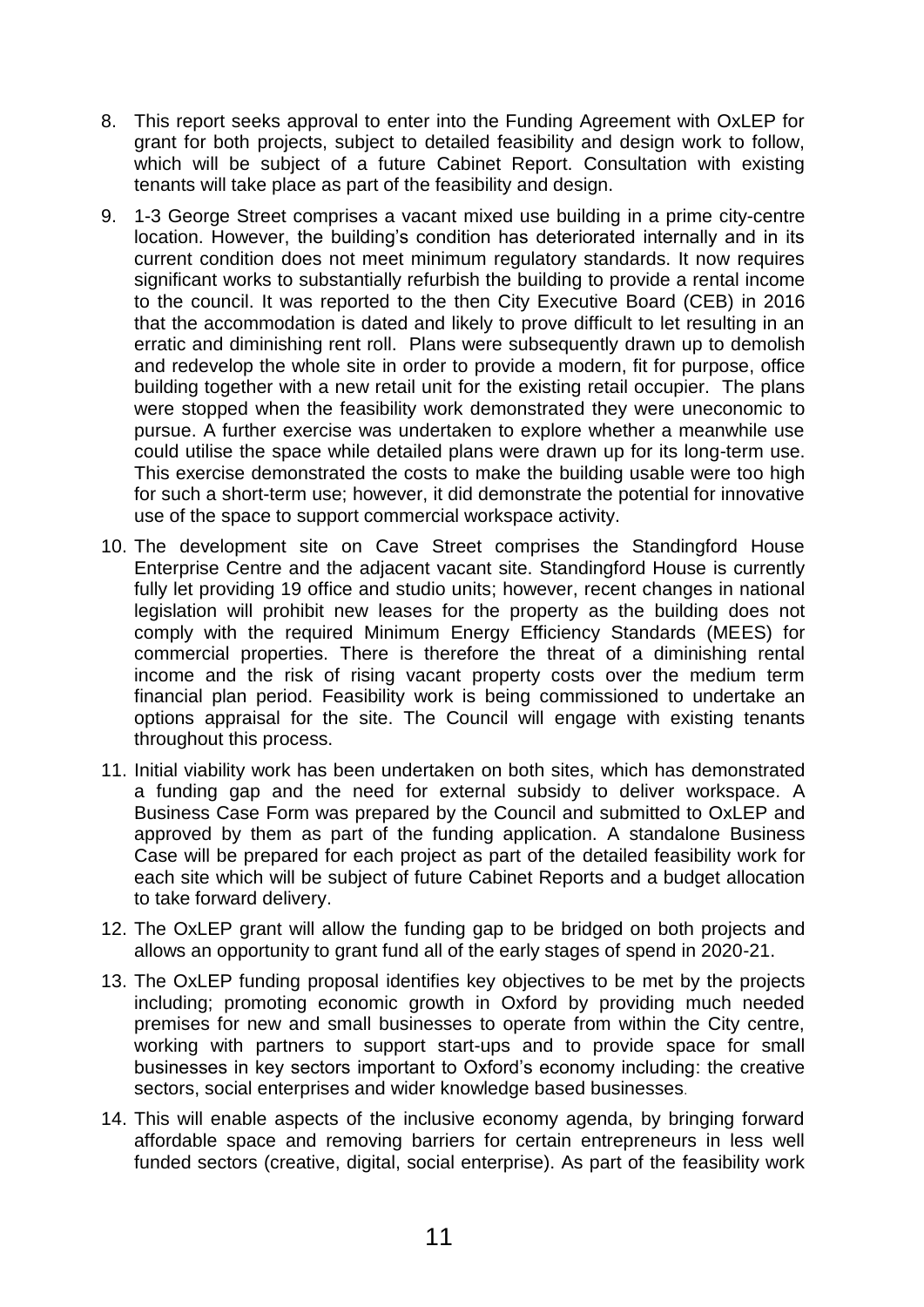8. This report seeks approval to enter into the Funding Agreement with OxLEP for grant for both projects, subject to detailed feasibility and design work to follow, which will be subject of a future Cabinet Report. Consultation with existing tenants will take place as part of the feasibility and design.

9. 1-3 George Street comprises a vacant mixed use building in a prime city-centre location. However, the building's condition has deteriorated internally and in its current condition does not meet minimum regulatory standards. It now requires significant works to substantially refurbish the building to provide a rental income to the council. It was reported to the then City Executive Board (CEB) in 2016 that the accommodation is dated and likely to prove difficult to let resulting in an erratic and diminishing rent roll. Plans were subsequently drawn up to demolish and redevelop the whole site in order to provide a modern, fit for purpose, office building together with a new retail unit for the existing retail occupier. The plans were stopped when the feasibility work demonstrated they were uneconomic to pursue. A further exercise was undertaken to explore whether a meanwhile use could utilise the space while detailed plans were drawn up for its long-term use. This exercise demonstrated the costs to make the building usable were too high for such a short-term use; however, it did demonstrate the potential for innovative use of the space to support commercial workspace activity.

10. The development site on Cave Street comprises the Standingford House Enterprise Centre and the adjacent vacant site. Standingford House is currently fully let providing 19 office and studio units; however, recent changes in national legislation will prohibit new leases for the property as the building does not comply with the required Minimum Energy Efficiency Standards (MEES) for commercial properties. There is therefore the threat of a diminishing rental income and the risk of rising vacant property costs over the medium term financial plan period. Feasibility work is being commissioned to undertake an options appraisal for the site. The Council will engage with existing tenants throughout this process.

11. Initial viability work has been undertaken on both sites, which has demonstrated a funding gap and the need for external subsidy to deliver workspace. A Business Case Form was prepared by the Council and submitted to OxLEP and approved by them as part of the funding application. A standalone Business Case will be prepared for each project as part of the detailed feasibility work for each site which will be subject of future Cabinet Reports and a budget allocation to take forward delivery.

12. The OxLEP grant will allow the funding gap to be bridged on both projects and allows an opportunity to grant fund all of the early stages of spend in 2020-21.

13. The OxLEP funding proposal identifies key objectives to be met by the projects including; promoting economic growth in Oxford by providing much needed premises for new and small businesses to operate from within the City centre, working with partners to support start-ups and to provide space for small businesses in key sectors important to Oxford's economy including: the creative sectors, social enterprises and wider knowledge based businesses.

14. This will enable aspects of the inclusive economy agenda, by bringing forward affordable space and removing barriers for certain entrepreneurs in less well funded sectors (creative, digital, social enterprise). As part of the feasibility work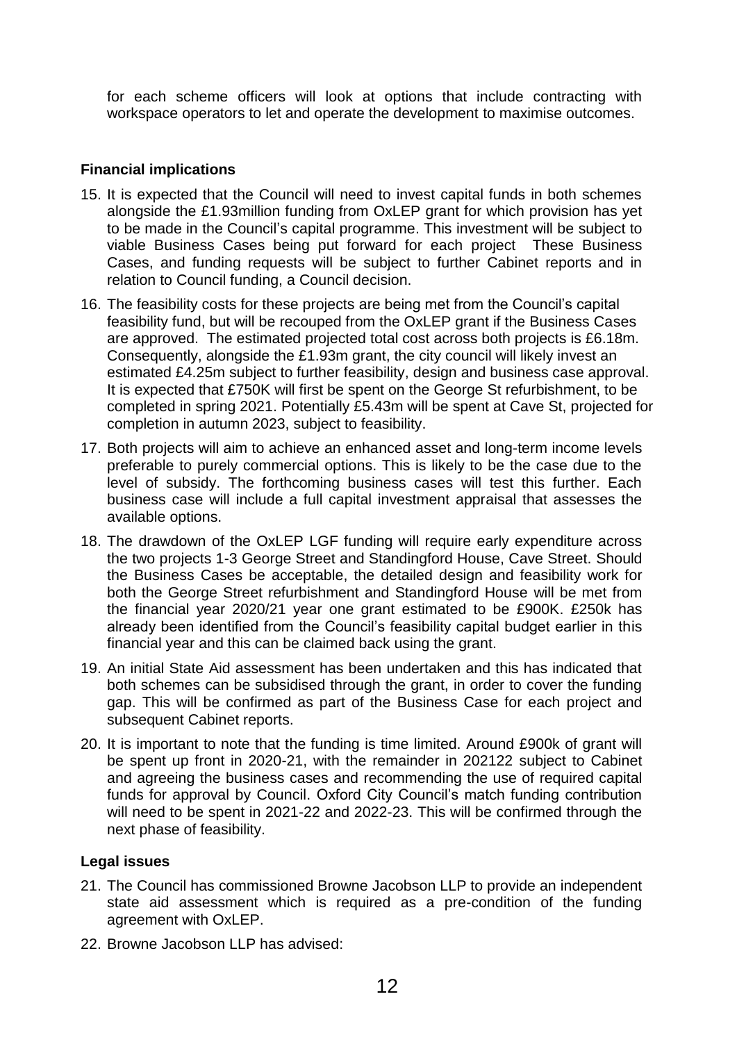for each scheme officers will look at options that include contracting with workspace operators to let and operate the development to maximise outcomes.

**Financial implications**

15. It is expected that the Council will need to invest capital funds in both schemes alongside the £1.93million funding from OxLEP grant for which provision has yet to be made in the Council's capital programme. This investment will be subject to viable Business Cases being put forward for each project These Business Cases, and funding requests will be subject to further Cabinet reports and in relation to Council funding, a Council decision.

16. The feasibility costs for these projects are being met from the Council's capital feasibility fund, but will be recouped from the OxLEP grant if the Business Cases are approved. The estimated projected total cost across both projects is £6.18m. Consequently, alongside the £1.93m grant, the city council will likely invest an estimated £4.25m subject to further feasibility, design and business case approval. It is expected that £750K will first be spent on the George St refurbishment, to be completed in spring 2021. Potentially £5.43m will be spent at Cave St, projected for completion in autumn 2023, subject to feasibility.

17. Both projects will aim to achieve an enhanced asset and long-term income levels preferable to purely commercial options. This is likely to be the case due to the level of subsidy. The forthcoming business cases will test this further. Each business case will include a full capital investment appraisal that assesses the available options.

18. The drawdown of the OxLEP LGF funding will require early expenditure across the two projects 1-3 George Street and Standingford House, Cave Street. Should the Business Cases be acceptable, the detailed design and feasibility work for both the George Street refurbishment and Standingford House will be met from the financial year 2020/21 year one grant estimated to be £900K. £250k has already been identified from the Council's feasibility capital budget earlier in this financial year and this can be claimed back using the grant.

19. An initial State Aid assessment has been undertaken and this has indicated that both schemes can be subsidised through the grant, in order to cover the funding gap. This will be confirmed as part of the Business Case for each project and subsequent Cabinet reports.

20. It is important to note that the funding is time limited. Around £900k of grant will be spent up front in 2020-21, with the remainder in 202122 subject to Cabinet and agreeing the business cases and recommending the use of required capital funds for approval by Council. Oxford City Council's match funding contribution will need to be spent in 2021-22 and 2022-23. This will be confirmed through the next phase of feasibility.

**Legal issues**

21. The Council has commissioned Browne Jacobson LLP to provide an independent state aid assessment which is required as a pre-condition of the funding agreement with OxLEP.

22. Browne Jacobson LLP has advised: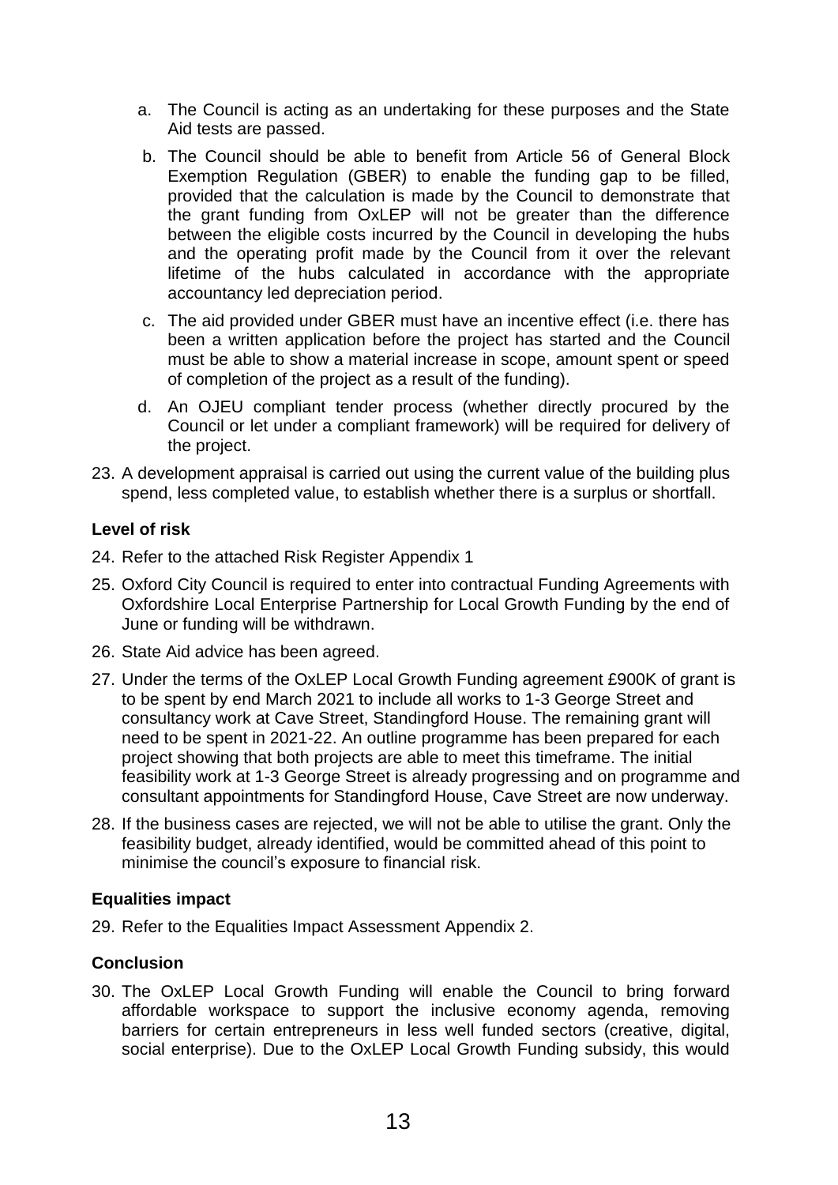a. The Council is acting as an undertaking for these purposes and the State Aid tests are passed.

b. The Council should be able to benefit from Article 56 of General Block Exemption Regulation (GBER) to enable the funding gap to be filled, provided that the calculation is made by the Council to demonstrate that the grant funding from OxLEP will not be greater than the difference between the eligible costs incurred by the Council in developing the hubs and the operating profit made by the Council from it over the relevant lifetime of the hubs calculated in accordance with the appropriate accountancy led depreciation period.

c. The aid provided under GBER must have an incentive effect (i.e. there has been a written application before the project has started and the Council must be able to show a material increase in scope, amount spent or speed of completion of the project as a result of the funding).

d. An OJEU compliant tender process (whether directly procured by the Council or let under a compliant framework) will be required for delivery of the project.

23. A development appraisal is carried out using the current value of the building plus spend, less completed value, to establish whether there is a surplus or shortfall.

**Level of risk**

24. Refer to the attached Risk Register Appendix 1

25. Oxford City Council is required to enter into contractual Funding Agreements with Oxfordshire Local Enterprise Partnership for Local Growth Funding by the end of June or funding will be withdrawn.

26. State Aid advice has been agreed.

27. Under the terms of the OxLEP Local Growth Funding agreement £900K of grant is to be spent by end March 2021 to include all works to 1-3 George Street and consultancy work at Cave Street, Standingford House. The remaining grant will need to be spent in 2021-22. An outline programme has been prepared for each project showing that both projects are able to meet this timeframe. The initial feasibility work at 1-3 George Street is already progressing and on programme and consultant appointments for Standingford House, Cave Street are now underway.

28. If the business cases are rejected, we will not be able to utilise the grant. Only the feasibility budget, already identified, would be committed ahead of this point to minimise the council's exposure to financial risk.

**Equalities impact**

29. Refer to the Equalities Impact Assessment Appendix 2.

**Conclusion**

30. The OxLEP Local Growth Funding will enable the Council to bring forward affordable workspace to support the inclusive economy agenda, removing barriers for certain entrepreneurs in less well funded sectors (creative, digital, social enterprise). Due to the OxLEP Local Growth Funding subsidy, this would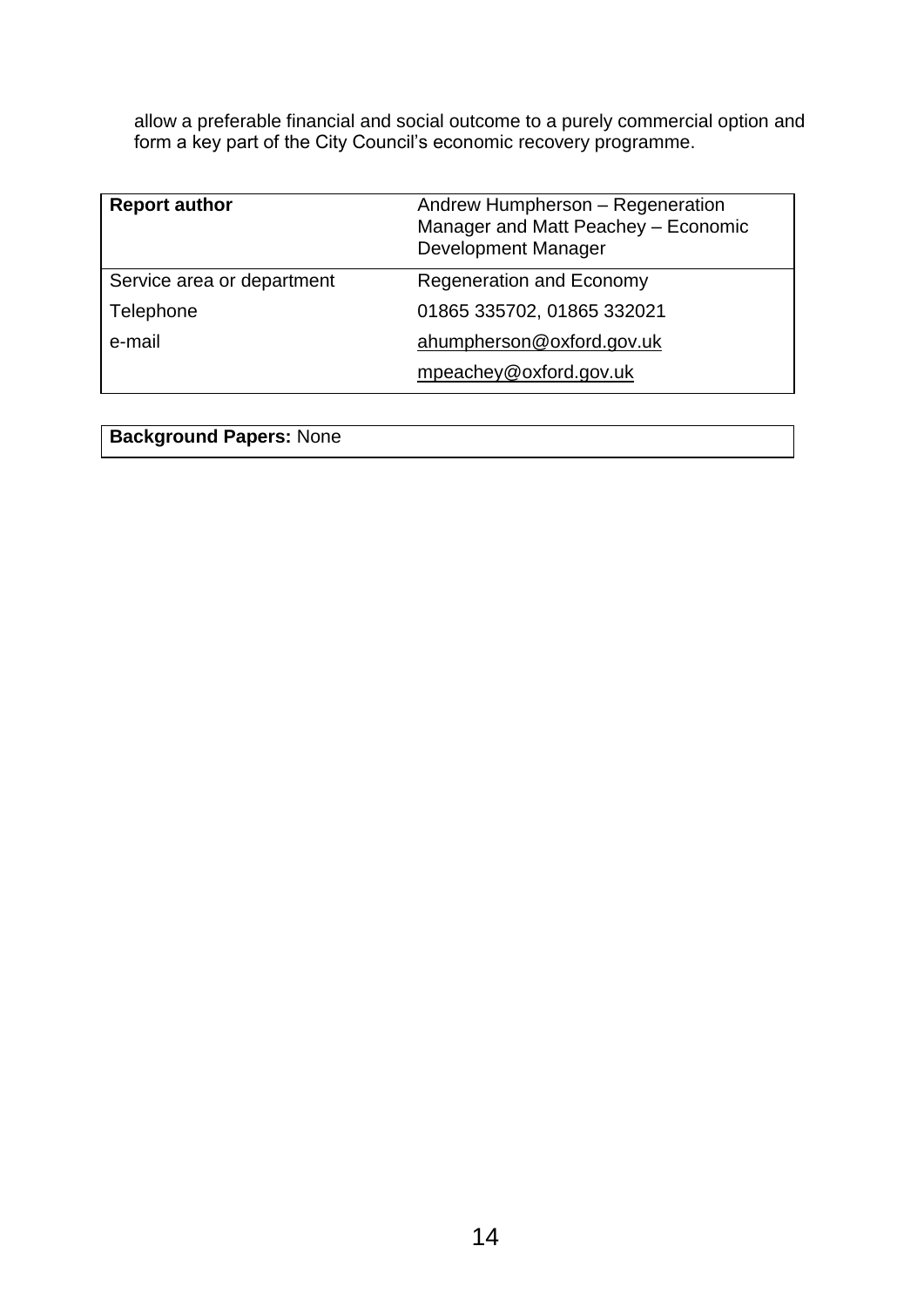allow a preferable financial and social outcome to a purely commercial option and form a key part of the City Council's economic recovery programme.

| | |
|---|---|
| **Report author** | Andrew Humpherson – Regeneration Manager and Matt Peachey – Economic Development Manager |
| Service area or department | Regeneration and Economy |
| Telephone | 01865 335702, 01865 332021 |
| e-mail | ahumpherson@oxford.gov.uk |
| | mpeachey@oxford.gov.uk |

| |
|---|
| **Background Papers:** None |